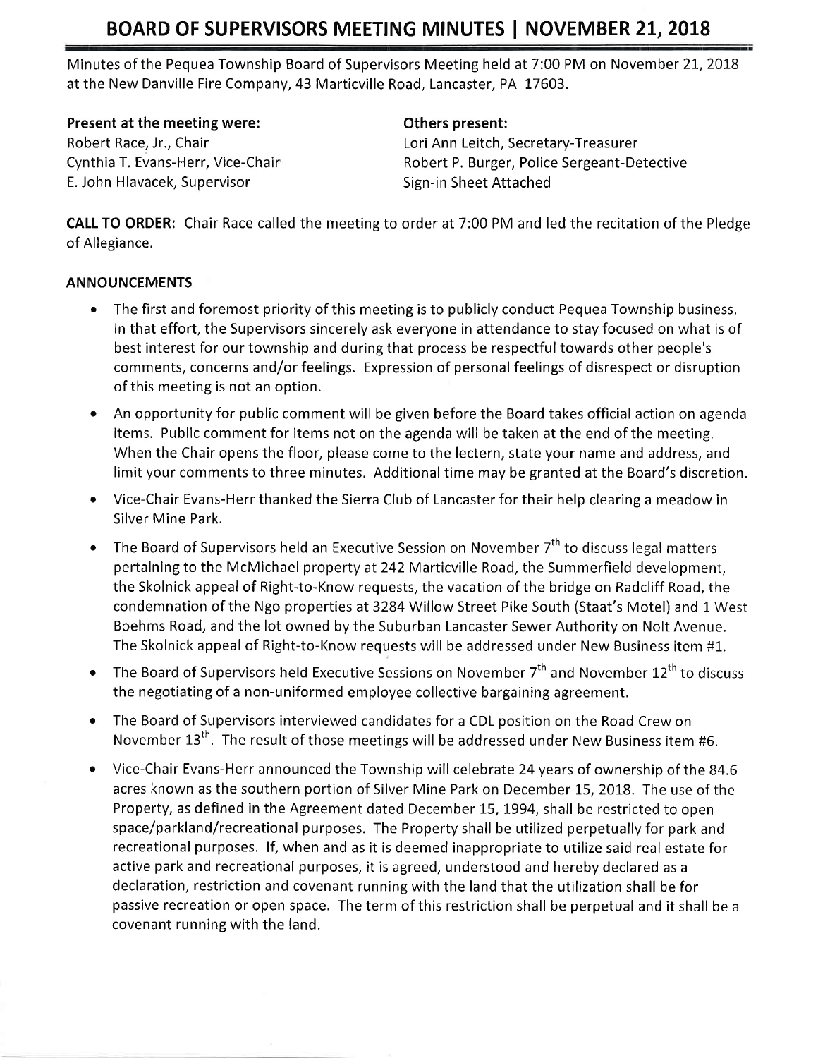# BOARD OF SUPERVISORS MEETING MINUTES | NOVEMBER 21, 2018

Minutes of the Pequea Township Board of Supervisors Meeting held at 7:00 PM on November 21, 2018 at the New Danville Fire Company, 43 Marticville Road, Lancaster, PA 17603.

**Present at the meeting were:**
Robert Race, Jr., Chair
Cynthia T. Evans-Herr, Vice-Chair
E. John Hlavacek, Supervisor

**Others present:**
Lori Ann Leitch, Secretary-Treasurer
Robert P. Burger, Police Sergeant-Detective
Sign-in Sheet Attached

**CALL TO ORDER:** Chair Race called the meeting to order at 7:00 PM and led the recitation of the Pledge of Allegiance.

**ANNOUNCEMENTS**

- The first and foremost priority of this meeting is to publicly conduct Pequea Township business. In that effort, the Supervisors sincerely ask everyone in attendance to stay focused on what is of best interest for our township and during that process be respectful towards other people's comments, concerns and/or feelings. Expression of personal feelings of disrespect or disruption of this meeting is not an option.
- An opportunity for public comment will be given before the Board takes official action on agenda items. Public comment for items not on the agenda will be taken at the end of the meeting. When the Chair opens the floor, please come to the lectern, state your name and address, and limit your comments to three minutes. Additional time may be granted at the Board's discretion.
- Vice-Chair Evans-Herr thanked the Sierra Club of Lancaster for their help clearing a meadow in Silver Mine Park.
- The Board of Supervisors held an Executive Session on November 7th to discuss legal matters pertaining to the McMichael property at 242 Marticville Road, the Summerfield development, the Skolnick appeal of Right-to-Know requests, the vacation of the bridge on Radcliff Road, the condemnation of the Ngo properties at 3284 Willow Street Pike South (Staat's Motel) and 1 West Boehms Road, and the lot owned by the Suburban Lancaster Sewer Authority on Nolt Avenue. The Skolnick appeal of Right-to-Know requests will be addressed under New Business item #1.
- The Board of Supervisors held Executive Sessions on November 7th and November 12th to discuss the negotiating of a non-uniformed employee collective bargaining agreement.
- The Board of Supervisors interviewed candidates for a CDL position on the Road Crew on November 13th. The result of those meetings will be addressed under New Business item #6.
- Vice-Chair Evans-Herr announced the Township will celebrate 24 years of ownership of the 84.6 acres known as the southern portion of Silver Mine Park on December 15, 2018. The use of the Property, as defined in the Agreement dated December 15, 1994, shall be restricted to open space/parkland/recreational purposes. The Property shall be utilized perpetually for park and recreational purposes. If, when and as it is deemed inappropriate to utilize said real estate for active park and recreational purposes, it is agreed, understood and hereby declared as a declaration, restriction and covenant running with the land that the utilization shall be for passive recreation or open space. The term of this restriction shall be perpetual and it shall be a covenant running with the land.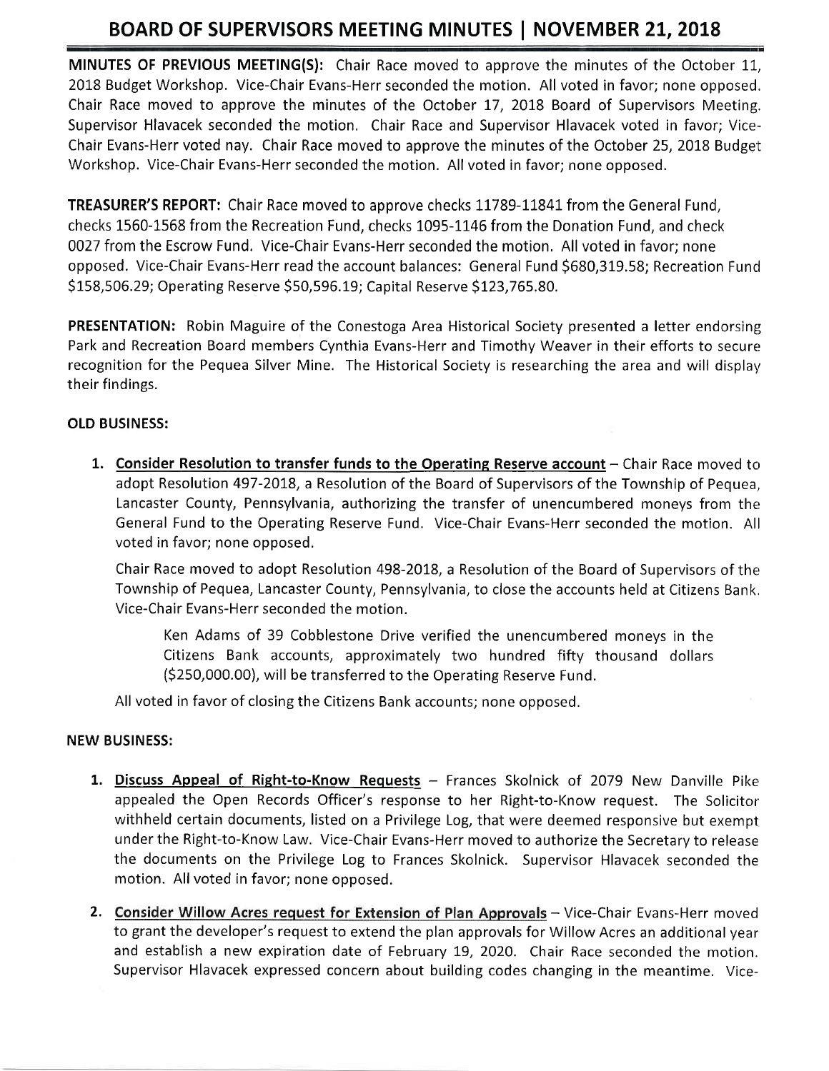# BOARD OF SUPERVISORS MEETING MINUTES | NOVEMBER 21, 2018

**MINUTES OF PREVIOUS MEETING(S):** Chair Race moved to approve the minutes of the October 11, 2018 Budget Workshop. Vice-Chair Evans-Herr seconded the motion. All voted in favor; none opposed. Chair Race moved to approve the minutes of the October 17, 2018 Board of Supervisors Meeting. Supervisor Hlavacek seconded the motion. Chair Race and Supervisor Hlavacek voted in favor; Vice-Chair Evans-Herr voted nay. Chair Race moved to approve the minutes of the October 25, 2018 Budget Workshop. Vice-Chair Evans-Herr seconded the motion. All voted in favor; none opposed.

**TREASURER'S REPORT:** Chair Race moved to approve checks 11789-11841 from the General Fund, checks 1560-1568 from the Recreation Fund, checks 1095-1146 from the Donation Fund, and check 0027 from the Escrow Fund. Vice-Chair Evans-Herr seconded the motion. All voted in favor; none opposed. Vice-Chair Evans-Herr read the account balances: General Fund $680,319.58; Recreation Fund $158,506.29; Operating Reserve $50,596.19; Capital Reserve $123,765.80.

**PRESENTATION:** Robin Maguire of the Conestoga Area Historical Society presented a letter endorsing Park and Recreation Board members Cynthia Evans-Herr and Timothy Weaver in their efforts to secure recognition for the Pequea Silver Mine. The Historical Society is researching the area and will display their findings.

**OLD BUSINESS:**

1. **Consider Resolution to transfer funds to the Operating Reserve account** – Chair Race moved to adopt Resolution 497-2018, a Resolution of the Board of Supervisors of the Township of Pequea, Lancaster County, Pennsylvania, authorizing the transfer of unencumbered moneys from the General Fund to the Operating Reserve Fund. Vice-Chair Evans-Herr seconded the motion. All voted in favor; none opposed.

   Chair Race moved to adopt Resolution 498-2018, a Resolution of the Board of Supervisors of the Township of Pequea, Lancaster County, Pennsylvania, to close the accounts held at Citizens Bank. Vice-Chair Evans-Herr seconded the motion.

   > Ken Adams of 39 Cobblestone Drive verified the unencumbered moneys in the Citizens Bank accounts, approximately two hundred fifty thousand dollars ($250,000.00), will be transferred to the Operating Reserve Fund.

   All voted in favor of closing the Citizens Bank accounts; none opposed.

**NEW BUSINESS:**

1. **Discuss Appeal of Right-to-Know Requests** – Frances Skolnick of 2079 New Danville Pike appealed the Open Records Officer's response to her Right-to-Know request. The Solicitor withheld certain documents, listed on a Privilege Log, that were deemed responsive but exempt under the Right-to-Know Law. Vice-Chair Evans-Herr moved to authorize the Secretary to release the documents on the Privilege Log to Frances Skolnick. Supervisor Hlavacek seconded the motion. All voted in favor; none opposed.

2. **Consider Willow Acres request for Extension of Plan Approvals** – Vice-Chair Evans-Herr moved to grant the developer's request to extend the plan approvals for Willow Acres an additional year and establish a new expiration date of February 19, 2020. Chair Race seconded the motion. Supervisor Hlavacek expressed concern about building codes changing in the meantime. Vice-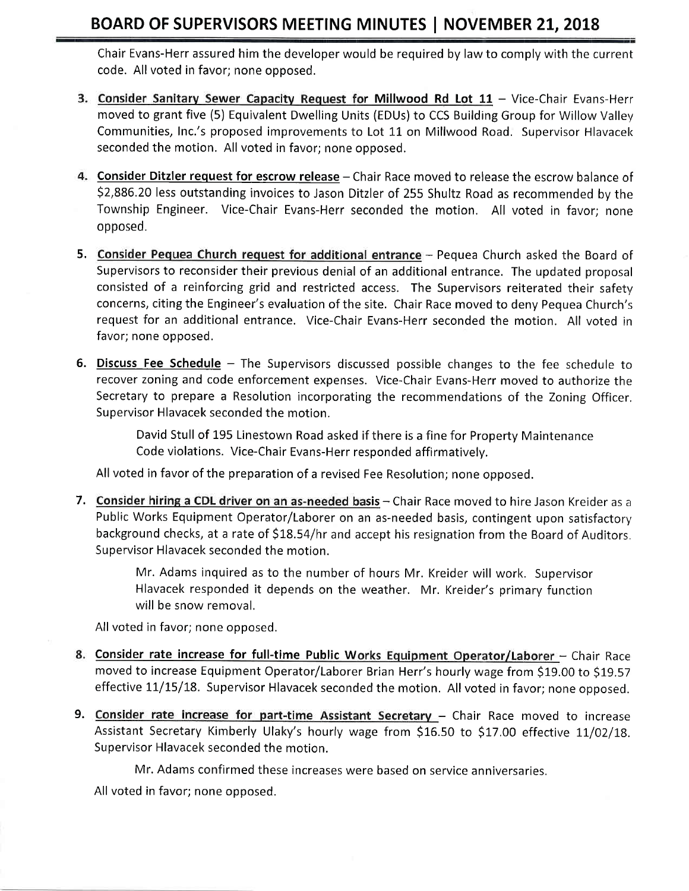Chair Evans-Herr assured him the developer would be required by law to comply with the current code. All voted in favor; none opposed.

3. **Consider Sanitary Sewer Capacity Request for Millwood Rd Lot 11** – Vice-Chair Evans-Herr moved to grant five (5) Equivalent Dwelling Units (EDUs) to CCS Building Group for Willow Valley Communities, Inc.'s proposed improvements to Lot 11 on Millwood Road. Supervisor Hlavacek seconded the motion. All voted in favor; none opposed.

4. **Consider Ditzler request for escrow release** – Chair Race moved to release the escrow balance of $2,886.20 less outstanding invoices to Jason Ditzler of 255 Shultz Road as recommended by the Township Engineer. Vice-Chair Evans-Herr seconded the motion. All voted in favor; none opposed.

5. **Consider Pequea Church request for additional entrance** – Pequea Church asked the Board of Supervisors to reconsider their previous denial of an additional entrance. The updated proposal consisted of a reinforcing grid and restricted access. The Supervisors reiterated their safety concerns, citing the Engineer's evaluation of the site. Chair Race moved to deny Pequea Church's request for an additional entrance. Vice-Chair Evans-Herr seconded the motion. All voted in favor; none opposed.

6. **Discuss Fee Schedule** – The Supervisors discussed possible changes to the fee schedule to recover zoning and code enforcement expenses. Vice-Chair Evans-Herr moved to authorize the Secretary to prepare a Resolution incorporating the recommendations of the Zoning Officer. Supervisor Hlavacek seconded the motion.

   David Stull of 195 Linestown Road asked if there is a fine for Property Maintenance Code violations. Vice-Chair Evans-Herr responded affirmatively.

   All voted in favor of the preparation of a revised Fee Resolution; none opposed.

7. **Consider hiring a CDL driver on an as-needed basis** – Chair Race moved to hire Jason Kreider as a Public Works Equipment Operator/Laborer on an as-needed basis, contingent upon satisfactory background checks, at a rate of $18.54/hr and accept his resignation from the Board of Auditors. Supervisor Hlavacek seconded the motion.

   Mr. Adams inquired as to the number of hours Mr. Kreider will work. Supervisor Hlavacek responded it depends on the weather. Mr. Kreider's primary function will be snow removal.

   All voted in favor; none opposed.

8. **Consider rate increase for full-time Public Works Equipment Operator/Laborer** – Chair Race moved to increase Equipment Operator/Laborer Brian Herr's hourly wage from $19.00 to $19.57 effective 11/15/18. Supervisor Hlavacek seconded the motion. All voted in favor; none opposed.

9. **Consider rate increase for part-time Assistant Secretary** – Chair Race moved to increase Assistant Secretary Kimberly Ulaky's hourly wage from $16.50 to $17.00 effective 11/02/18. Supervisor Hlavacek seconded the motion.

   Mr. Adams confirmed these increases were based on service anniversaries.

   All voted in favor; none opposed.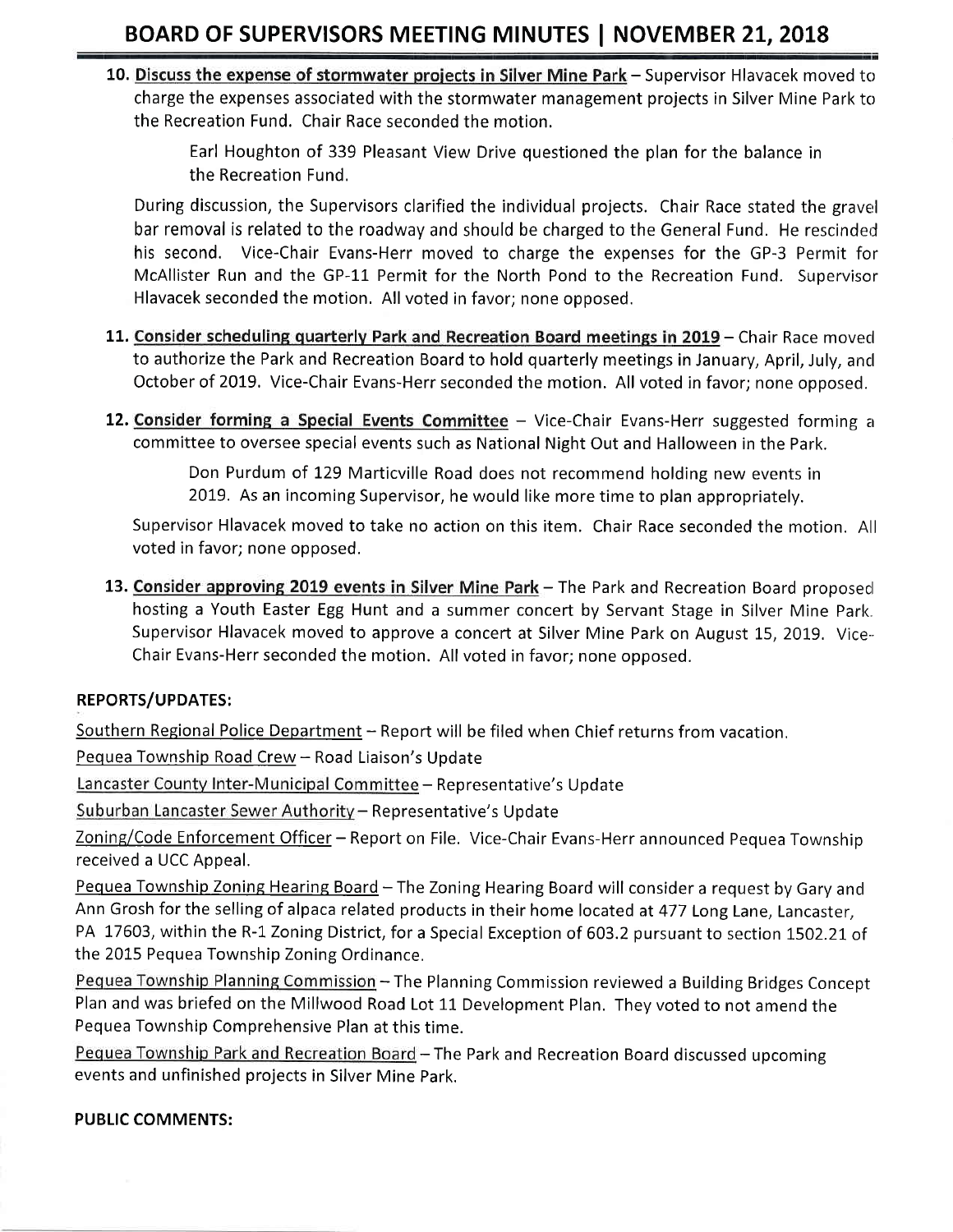10. **Discuss the expense of stormwater projects in Silver Mine Park** – Supervisor Hlavacek moved to charge the expenses associated with the stormwater management projects in Silver Mine Park to the Recreation Fund. Chair Race seconded the motion.

    Earl Houghton of 339 Pleasant View Drive questioned the plan for the balance in the Recreation Fund.

    During discussion, the Supervisors clarified the individual projects. Chair Race stated the gravel bar removal is related to the roadway and should be charged to the General Fund. He rescinded his second. Vice-Chair Evans-Herr moved to charge the expenses for the GP-3 Permit for McAllister Run and the GP-11 Permit for the North Pond to the Recreation Fund. Supervisor Hlavacek seconded the motion. All voted in favor; none opposed.

11. **Consider scheduling quarterly Park and Recreation Board meetings in 2019** – Chair Race moved to authorize the Park and Recreation Board to hold quarterly meetings in January, April, July, and October of 2019. Vice-Chair Evans-Herr seconded the motion. All voted in favor; none opposed.

12. **Consider forming a Special Events Committee** – Vice-Chair Evans-Herr suggested forming a committee to oversee special events such as National Night Out and Halloween in the Park.

    Don Purdum of 129 Marticville Road does not recommend holding new events in 2019. As an incoming Supervisor, he would like more time to plan appropriately.

    Supervisor Hlavacek moved to take no action on this item. Chair Race seconded the motion. All voted in favor; none opposed.

13. **Consider approving 2019 events in Silver Mine Park** – The Park and Recreation Board proposed hosting a Youth Easter Egg Hunt and a summer concert by Servant Stage in Silver Mine Park. Supervisor Hlavacek moved to approve a concert at Silver Mine Park on August 15, 2019. Vice-Chair Evans-Herr seconded the motion. All voted in favor; none opposed.

**REPORTS/UPDATES:**

Southern Regional Police Department – Report will be filed when Chief returns from vacation.

Pequea Township Road Crew – Road Liaison's Update

Lancaster County Inter-Municipal Committee – Representative's Update

Suburban Lancaster Sewer Authority – Representative's Update

Zoning/Code Enforcement Officer – Report on File. Vice-Chair Evans-Herr announced Pequea Township received a UCC Appeal.

Pequea Township Zoning Hearing Board – The Zoning Hearing Board will consider a request by Gary and Ann Grosh for the selling of alpaca related products in their home located at 477 Long Lane, Lancaster, PA 17603, within the R-1 Zoning District, for a Special Exception of 603.2 pursuant to section 1502.21 of the 2015 Pequea Township Zoning Ordinance.

Pequea Township Planning Commission – The Planning Commission reviewed a Building Bridges Concept Plan and was briefed on the Millwood Road Lot 11 Development Plan. They voted to not amend the Pequea Township Comprehensive Plan at this time.

Pequea Township Park and Recreation Board – The Park and Recreation Board discussed upcoming events and unfinished projects in Silver Mine Park.

**PUBLIC COMMENTS:**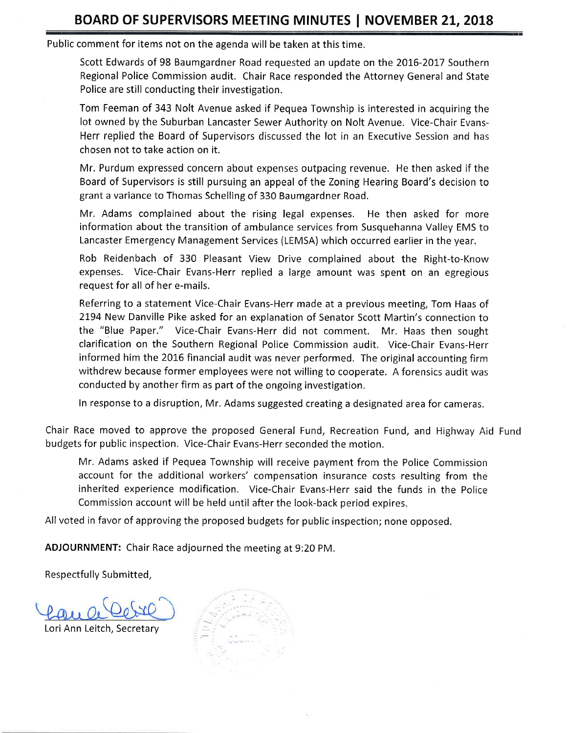Public comment for items not on the agenda will be taken at this time.

Scott Edwards of 98 Baumgardner Road requested an update on the 2016-2017 Southern Regional Police Commission audit. Chair Race responded the Attorney General and State Police are still conducting their investigation.

Tom Feeman of 343 Nolt Avenue asked if Pequea Township is interested in acquiring the lot owned by the Suburban Lancaster Sewer Authority on Nolt Avenue. Vice-Chair Evans-Herr replied the Board of Supervisors discussed the lot in an Executive Session and has chosen not to take action on it.

Mr. Purdum expressed concern about expenses outpacing revenue. He then asked if the Board of Supervisors is still pursuing an appeal of the Zoning Hearing Board's decision to grant a variance to Thomas Schelling of 330 Baumgardner Road.

Mr. Adams complained about the rising legal expenses. He then asked for more information about the transition of ambulance services from Susquehanna Valley EMS to Lancaster Emergency Management Services (LEMSA) which occurred earlier in the year.

Rob Reidenbach of 330 Pleasant View Drive complained about the Right-to-Know expenses. Vice-Chair Evans-Herr replied a large amount was spent on an egregious request for all of her e-mails.

Referring to a statement Vice-Chair Evans-Herr made at a previous meeting, Tom Haas of 2194 New Danville Pike asked for an explanation of Senator Scott Martin's connection to the "Blue Paper." Vice-Chair Evans-Herr did not comment. Mr. Haas then sought clarification on the Southern Regional Police Commission audit. Vice-Chair Evans-Herr informed him the 2016 financial audit was never performed. The original accounting firm withdrew because former employees were not willing to cooperate. A forensics audit was conducted by another firm as part of the ongoing investigation.

In response to a disruption, Mr. Adams suggested creating a designated area for cameras.

Chair Race moved to approve the proposed General Fund, Recreation Fund, and Highway Aid Fund budgets for public inspection. Vice-Chair Evans-Herr seconded the motion.

Mr. Adams asked if Pequea Township will receive payment from the Police Commission account for the additional workers' compensation insurance costs resulting from the inherited experience modification. Vice-Chair Evans-Herr said the funds in the Police Commission account will be held until after the look-back period expires.

All voted in favor of approving the proposed budgets for public inspection; none opposed.

**ADJOURNMENT:** Chair Race adjourned the meeting at 9:20 PM.

Respectfully Submitted,

Lori Ann Leitch, Secretary